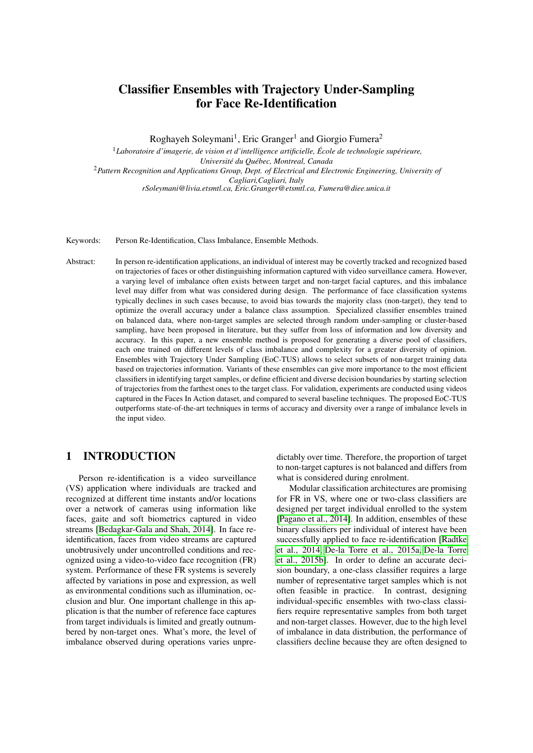# Classifier Ensembles with Trajectory Under-Sampling for Face Re-Identification

Roghayeh Soleymani[1], Eric Granger[1] and Giorgio Fumera[2]

[1]*Laboratoire d'imagerie, de vision et d'intelligence artificielle, École de technologie supérieure, Université du Québec, Montreal, Canada*

[2]*Pattern Recognition and Applications Group, Dept. of Electrical and Electronic Engineering, University of Cagliari,Cagliari, Italy*

*rSoleymani@livia.etsmtl.ca, Eric.Granger@etsmtl.ca, Fumera@diee.unica.it*

Keywords: Person Re-Identification, Class Imbalance, Ensemble Methods.

Abstract: In person re-identification applications, an individual of interest may be covertly tracked and recognized based on trajectories of faces or other distinguishing information captured with video surveillance camera. However, a varying level of imbalance often exists between target and non-target facial captures, and this imbalance level may differ from what was considered during design. The performance of face classification systems typically declines in such cases because, to avoid bias towards the majority class (non-target), they tend to optimize the overall accuracy under a balance class assumption. Specialized classifier ensembles trained on balanced data, where non-target samples are selected through random under-sampling or cluster-based sampling, have been proposed in literature, but they suffer from loss of information and low diversity and accuracy. In this paper, a new ensemble method is proposed for generating a diverse pool of classifiers, each one trained on different levels of class imbalance and complexity for a greater diversity of opinion. Ensembles with Trajectory Under Sampling (EoC-TUS) allows to select subsets of non-target training data based on trajectories information. Variants of these ensembles can give more importance to the most efficient classifiers in identifying target samples, or define efficient and diverse decision boundaries by starting selection of trajectories from the farthest ones to the target class. For validation, experiments are conducted using videos captured in the Faces In Action dataset, and compared to several baseline techniques. The proposed EoC-TUS outperforms state-of-the-art techniques in terms of accuracy and diversity over a range of imbalance levels in the input video.

## 1 INTRODUCTION

Person re-identification is a video surveillance (VS) application where individuals are tracked and recognized at different time instants and/or locations over a network of cameras using information like faces, gaite and soft biometrics captured in video streams [Bedagkar-Gala and Shah, 2014]. In face re-identification, faces from video streams are captured unobtrusively under uncontrolled conditions and recognized using a video-to-video face recognition (FR) system. Performance of these FR systems is severely affected by variations in pose and expression, as well as environmental conditions such as illumination, occlusion and blur. One important challenge in this application is that the number of reference face captures from target individuals is limited and greatly outnumbered by non-target ones. What's more, the level of imbalance observed during operations varies unpredictably over time. Therefore, the proportion of target to non-target captures is not balanced and differs from what is considered during enrolment.

Modular classification architectures are promising for FR in VS, where one or two-class classifiers are designed per target individual enrolled to the system [Pagano et al., 2014]. In addition, ensembles of these binary classifiers per individual of interest have been successfully applied to face re-identification [Radtke et al., 2014, De-la Torre et al., 2015a, De-la Torre et al., 2015b]. In order to define an accurate decision boundary, a one-class classifier requires a large number of representative target samples which is not often feasible in practice. In contrast, designing individual-specific ensembles with two-class classifiers require representative samples from both target and non-target classes. However, due to the high level of imbalance in data distribution, the performance of classifiers decline because they are often designed to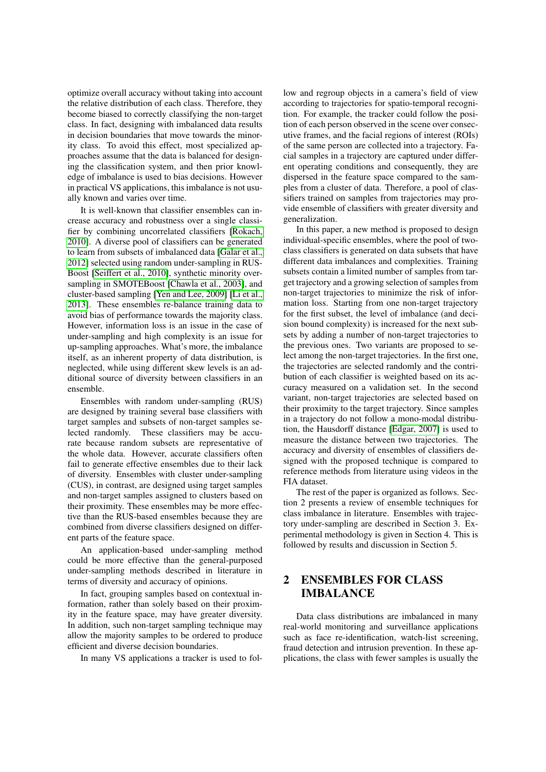optimize overall accuracy without taking into account the relative distribution of each class. Therefore, they become biased to correctly classifying the non-target class. In fact, designing with imbalanced data results in decision boundaries that move towards the minority class. To avoid this effect, most specialized approaches assume that the data is balanced for designing the classification system, and then prior knowledge of imbalance is used to bias decisions. However in practical VS applications, this imbalance is not usually known and varies over time.

It is well-known that classifier ensembles can increase accuracy and robustness over a single classifier by combining uncorrelated classifiers [Rokach, 2010]. A diverse pool of classifiers can be generated to learn from subsets of imbalanced data [Galar et al., 2012] selected using random under-sampling in RUSBoost [Seiffert et al., 2010], synthetic minority oversampling in SMOTEBoost [Chawla et al., 2003], and cluster-based sampling [Yen and Lee, 2009] [Li et al., 2013]. These ensembles re-balance training data to avoid bias of performance towards the majority class. However, information loss is an issue in the case of under-sampling and high complexity is an issue for up-sampling approaches. What's more, the imbalance itself, as an inherent property of data distribution, is neglected, while using different skew levels is an additional source of diversity between classifiers in an ensemble.

Ensembles with random under-sampling (RUS) are designed by training several base classifiers with target samples and subsets of non-target samples selected randomly. These classifiers may be accurate because random subsets are representative of the whole data. However, accurate classifiers often fail to generate effective ensembles due to their lack of diversity. Ensembles with cluster under-sampling (CUS), in contrast, are designed using target samples and non-target samples assigned to clusters based on their proximity. These ensembles may be more effective than the RUS-based ensembles because they are combined from diverse classifiers designed on different parts of the feature space.

An application-based under-sampling method could be more effective than the general-purposed under-sampling methods described in literature in terms of diversity and accuracy of opinions.

In fact, grouping samples based on contextual information, rather than solely based on their proximity in the feature space, may have greater diversity. In addition, such non-target sampling technique may allow the majority samples to be ordered to produce efficient and diverse decision boundaries.

In many VS applications a tracker is used to follow and regroup objects in a camera's field of view according to trajectories for spatio-temporal recognition. For example, the tracker could follow the position of each person observed in the scene over consecutive frames, and the facial regions of interest (ROIs) of the same person are collected into a trajectory. Facial samples in a trajectory are captured under different operating conditions and consequently, they are dispersed in the feature space compared to the samples from a cluster of data. Therefore, a pool of classifiers trained on samples from trajectories may provide ensemble of classifiers with greater diversity and generalization.

In this paper, a new method is proposed to design individual-specific ensembles, where the pool of two-class classifiers is generated on data subsets that have different data imbalances and complexities. Training subsets contain a limited number of samples from target trajectory and a growing selection of samples from non-target trajectories to minimize the risk of information loss. Starting from one non-target trajectory for the first subset, the level of imbalance (and decision bound complexity) is increased for the next subsets by adding a number of non-target trajectories to the previous ones. Two variants are proposed to select among the non-target trajectories. In the first one, the trajectories are selected randomly and the contribution of each classifier is weighted based on its accuracy measured on a validation set. In the second variant, non-target trajectories are selected based on their proximity to the target trajectory. Since samples in a trajectory do not follow a mono-modal distribution, the Hausdorff distance [Edgar, 2007] is used to measure the distance between two trajectories. The accuracy and diversity of ensembles of classifiers designed with the proposed technique is compared to reference methods from literature using videos in the FIA dataset.

The rest of the paper is organized as follows. Section 2 presents a review of ensemble techniques for class imbalance in literature. Ensembles with trajectory under-sampling are described in Section 3. Experimental methodology is given in Section 4. This is followed by results and discussion in Section 5.

## 2 ENSEMBLES FOR CLASS IMBALANCE

Data class distributions are imbalanced in many real-world monitoring and surveillance applications such as face re-identification, watch-list screening, fraud detection and intrusion prevention. In these applications, the class with fewer samples is usually the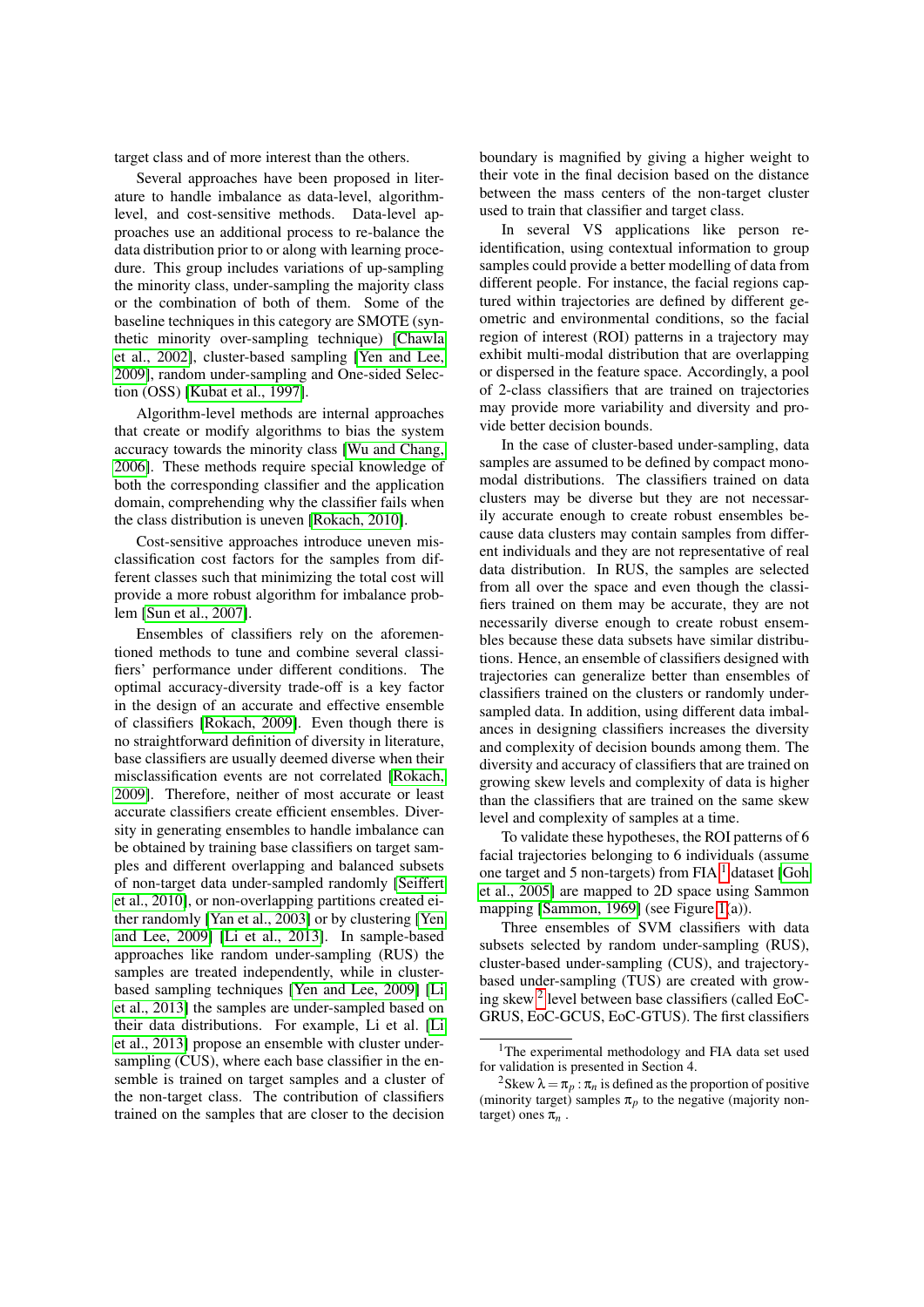target class and of more interest than the others.

Several approaches have been proposed in literature to handle imbalance as data-level, algorithm-level, and cost-sensitive methods. Data-level approaches use an additional process to re-balance the data distribution prior to or along with learning procedure. This group includes variations of up-sampling the minority class, under-sampling the majority class or the combination of both of them. Some of the baseline techniques in this category are SMOTE (synthetic minority over-sampling technique) [Chawla et al., 2002], cluster-based sampling [Yen and Lee, 2009], random under-sampling and One-sided Selection (OSS) [Kubat et al., 1997].

Algorithm-level methods are internal approaches that create or modify algorithms to bias the system accuracy towards the minority class [Wu and Chang, 2006]. These methods require special knowledge of both the corresponding classifier and the application domain, comprehending why the classifier fails when the class distribution is uneven [Rokach, 2010].

Cost-sensitive approaches introduce uneven misclassification cost factors for the samples from different classes such that minimizing the total cost will provide a more robust algorithm for imbalance problem [Sun et al., 2007].

Ensembles of classifiers rely on the aforementioned methods to tune and combine several classifiers' performance under different conditions. The optimal accuracy-diversity trade-off is a key factor in the design of an accurate and effective ensemble of classifiers [Rokach, 2009]. Even though there is no straightforward definition of diversity in literature, base classifiers are usually deemed diverse when their misclassification events are not correlated [Rokach, 2009]. Therefore, neither of most accurate or least accurate classifiers create efficient ensembles. Diversity in generating ensembles to handle imbalance can be obtained by training base classifiers on target samples and different overlapping and balanced subsets of non-target data under-sampled randomly [Seiffert et al., 2010], or non-overlapping partitions created either randomly [Yan et al., 2003] or by clustering [Yen and Lee, 2009] [Li et al., 2013]. In sample-based approaches like random under-sampling (RUS) the samples are treated independently, while in cluster-based sampling techniques [Yen and Lee, 2009] [Li et al., 2013] the samples are under-sampled based on their data distributions. For example, Li et al. [Li et al., 2013] propose an ensemble with cluster under-sampling (CUS), where each base classifier in the ensemble is trained on target samples and a cluster of the non-target class. The contribution of classifiers trained on the samples that are closer to the decision boundary is magnified by giving a higher weight to their vote in the final decision based on the distance between the mass centers of the non-target cluster used to train that classifier and target class.

In several VS applications like person re-identification, using contextual information to group samples could provide a better modelling of data from different people. For instance, the facial regions captured within trajectories are defined by different geometric and environmental conditions, so the facial region of interest (ROI) patterns in a trajectory may exhibit multi-modal distribution that are overlapping or dispersed in the feature space. Accordingly, a pool of 2-class classifiers that are trained on trajectories may provide more variability and diversity and provide better decision bounds.

In the case of cluster-based under-sampling, data samples are assumed to be defined by compact mono-modal distributions. The classifiers trained on data clusters may be diverse but they are not necessarily accurate enough to create robust ensembles because data clusters may contain samples from different individuals and they are not representative of real data distribution. In RUS, the samples are selected from all over the space and even though the classifiers trained on them may be accurate, they are not necessarily diverse enough to create robust ensembles because these data subsets have similar distributions. Hence, an ensemble of classifiers designed with trajectories can generalize better than ensembles of classifiers trained on the clusters or randomly under-sampled data. In addition, using different data imbalances in designing classifiers increases the diversity and complexity of decision bounds among them. The diversity and accuracy of classifiers that are trained on growing skew levels and complexity of data is higher than the classifiers that are trained on the same skew level and complexity of samples at a time.

To validate these hypotheses, the ROI patterns of 6 facial trajectories belonging to 6 individuals (assume one target and 5 non-targets) from FIA [1] dataset [Goh et al., 2005] are mapped to 2D space using Sammon mapping [Sammon, 1969] (see Figure 1(a)).

Three ensembles of SVM classifiers with data subsets selected by random under-sampling (RUS), cluster-based under-sampling (CUS), and trajectory-based under-sampling (TUS) are created with growing skew [2] level between base classifiers (called EoC-GRUS, EoC-GCUS, EoC-GTUS). The first classifiers

[1] The experimental methodology and FIA data set used for validation is presented in Section 4.

[2] Skew $\lambda = \pi_p : \pi_n$ is defined as the proportion of positive (minority target) samples $\pi_p$ to the negative (majority non-target) ones $\pi_n$ .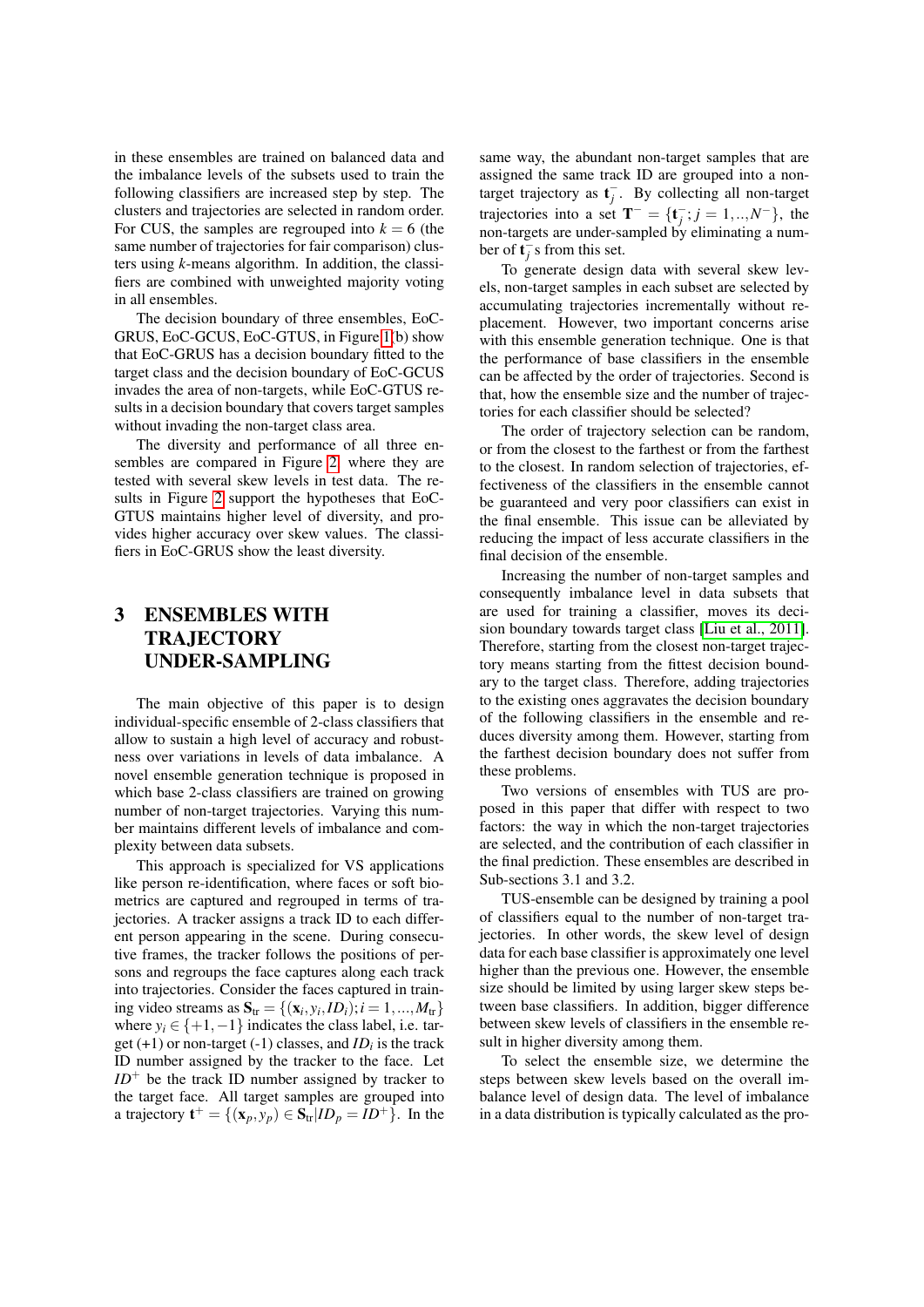in these ensembles are trained on balanced data and the imbalance levels of the subsets used to train the following classifiers are increased step by step. The clusters and trajectories are selected in random order. For CUS, the samples are regrouped into $k = 6$ (the same number of trajectories for fair comparison) clusters using $k$-means algorithm. In addition, the classifiers are combined with unweighted majority voting in all ensembles.

The decision boundary of three ensembles, EoC-GRUS, EoC-GCUS, EoC-GTUS, in Figure 1(b) show that EoC-GRUS has a decision boundary fitted to the target class and the decision boundary of EoC-GCUS invades the area of non-targets, while EoC-GTUS results in a decision boundary that covers target samples without invading the non-target class area.

The diversity and performance of all three ensembles are compared in Figure 2, where they are tested with several skew levels in test data. The results in Figure 2 support the hypotheses that EoC-GTUS maintains higher level of diversity, and provides higher accuracy over skew values. The classifiers in EoC-GRUS show the least diversity.

# 3 ENSEMBLES WITH TRAJECTORY UNDER-SAMPLING

The main objective of this paper is to design individual-specific ensemble of 2-class classifiers that allow to sustain a high level of accuracy and robustness over variations in levels of data imbalance. A novel ensemble generation technique is proposed in which base 2-class classifiers are trained on growing number of non-target trajectories. Varying this number maintains different levels of imbalance and complexity between data subsets.

This approach is specialized for VS applications like person re-identification, where faces or soft biometrics are captured and regrouped in terms of trajectories. A tracker assigns a track ID to each different person appearing in the scene. During consecutive frames, the tracker follows the positions of persons and regroups the face captures along each track into trajectories. Consider the faces captured in training video streams as $\mathbf{S}_{\text{tr}} = \{(\mathbf{x}_i, y_i, ID_i); i = 1, ..., M_{\text{tr}}\}$ where $y_i \in \{+1, -1\}$ indicates the class label, i.e. target (+1) or non-target (-1) classes, and $ID_i$ is the track ID number assigned by the tracker to the face. Let $ID^+$ be the track ID number assigned by tracker to the target face. All target samples are grouped into a trajectory $\mathbf{t}^+ = \{(\mathbf{x}_p, y_p) \in \mathbf{S}_{\text{tr}} | ID_p = ID^+\}$. In the same way, the abundant non-target samples that are assigned the same track ID are grouped into a non-target trajectory as $\mathbf{t}_j^-$. By collecting all non-target trajectories into a set $\mathbf{T}^- = \{\mathbf{t}_j^-; j = 1, .., N^-\}$, the non-targets are under-sampled by eliminating a number of $\mathbf{t}_j^-$s from this set.

To generate design data with several skew levels, non-target samples in each subset are selected by accumulating trajectories incrementally without replacement. However, two important concerns arise with this ensemble generation technique. One is that the performance of base classifiers in the ensemble can be affected by the order of trajectories. Second is that, how the ensemble size and the number of trajectories for each classifier should be selected?

The order of trajectory selection can be random, or from the closest to the farthest or from the farthest to the closest. In random selection of trajectories, effectiveness of the classifiers in the ensemble cannot be guaranteed and very poor classifiers can exist in the final ensemble. This issue can be alleviated by reducing the impact of less accurate classifiers in the final decision of the ensemble.

Increasing the number of non-target samples and consequently imbalance level in data subsets that are used for training a classifier, moves its decision boundary towards target class [Liu et al., 2011]. Therefore, starting from the closest non-target trajectory means starting from the fittest decision boundary to the target class. Therefore, adding trajectories to the existing ones aggravates the decision boundary of the following classifiers in the ensemble and reduces diversity among them. However, starting from the farthest decision boundary does not suffer from these problems.

Two versions of ensembles with TUS are proposed in this paper that differ with respect to two factors: the way in which the non-target trajectories are selected, and the contribution of each classifier in the final prediction. These ensembles are described in Sub-sections 3.1 and 3.2.

TUS-ensemble can be designed by training a pool of classifiers equal to the number of non-target trajectories. In other words, the skew level of design data for each base classifier is approximately one level higher than the previous one. However, the ensemble size should be limited by using larger skew steps between base classifiers. In addition, bigger difference between skew levels of classifiers in the ensemble result in higher diversity among them.

To select the ensemble size, we determine the steps between skew levels based on the overall imbalance level of design data. The level of imbalance in a data distribution is typically calculated as the pro-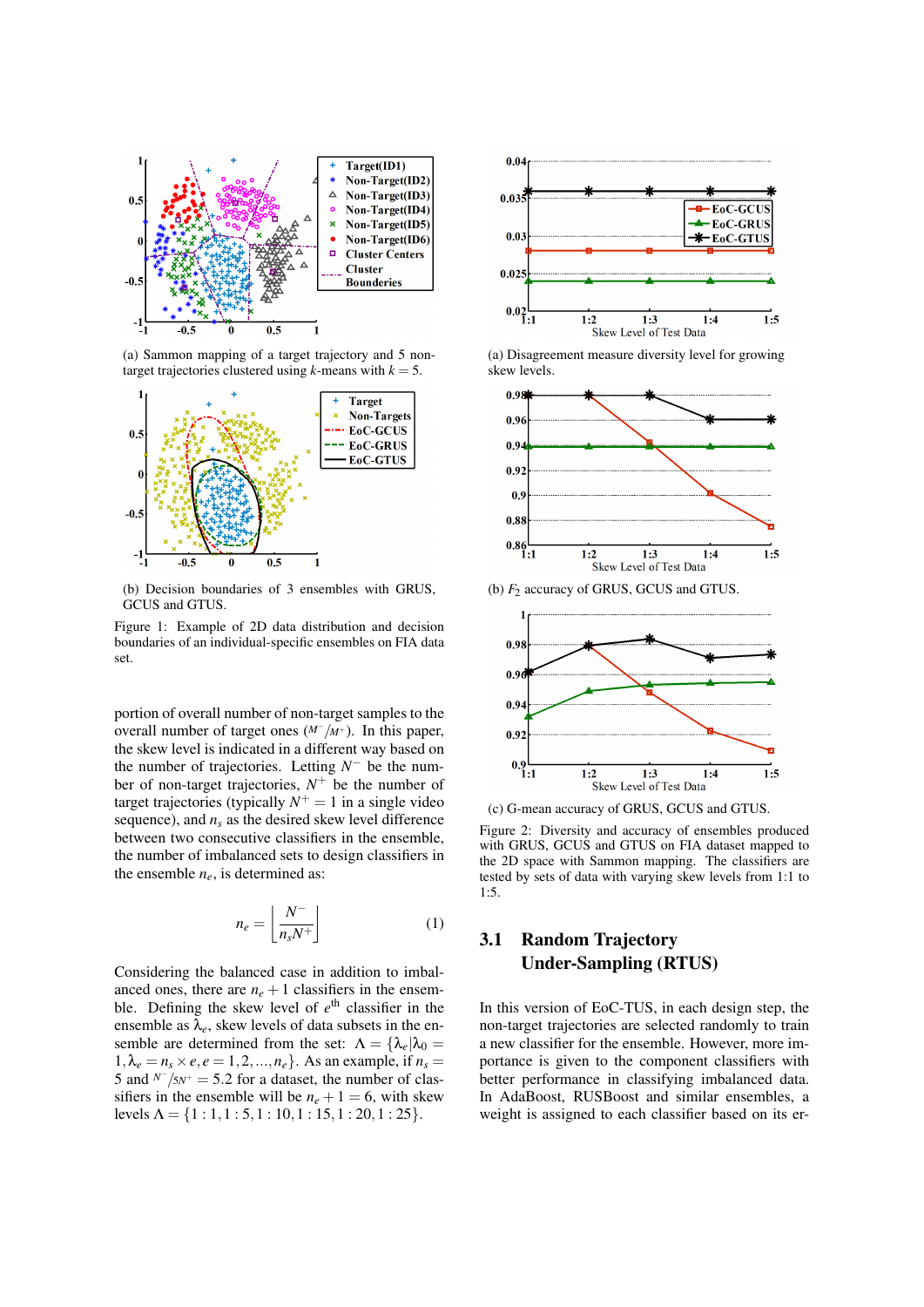(a) Sammon mapping of a target trajectory and 5 non-target trajectories clustered using $k$-means with $k = 5$.

(b) Decision boundaries of 3 ensembles with GRUS, GCUS and GTUS.

Figure 1: Example of 2D data distribution and decision boundaries of an individual-specific ensembles on FIA data set.

portion of overall number of non-target samples to the overall number of target ones ($M^-/M^+$). In this paper, the skew level is indicated in a different way based on the number of trajectories. Letting $N^-$ be the number of non-target trajectories, $N^+$ be the number of target trajectories (typically $N^+ = 1$ in a single video sequence), and $n_s$ as the desired skew level difference between two consecutive classifiers in the ensemble, the number of imbalanced sets to design classifiers in the ensemble $n_e$, is determined as:

$$n_e = \left\lfloor \frac{N^-}{n_s N^+} \right\rfloor \tag{1}$$

Considering the balanced case in addition to imbalanced ones, there are $n_e + 1$ classifiers in the ensemble. Defining the skew level of $e^{\text{th}}$ classifier in the ensemble as $\lambda_e$, skew levels of data subsets in the ensemble are determined from the set: $\Lambda = \{\lambda_e | \lambda_0 = 1, \lambda_e = n_s \times e, e = 1, 2, ..., n_e\}$. As an example, if $n_s = 5$ and $N^-/5N^+ = 5.2$ for a dataset, the number of classifiers in the ensemble will be $n_e + 1 = 6$, with skew levels $\Lambda = \{1:1, 1:5, 1:10, 1:15, 1:20, 1:25\}$.

(a) Disagreement measure diversity level for growing skew levels.

(b) $F_2$ accuracy of GRUS, GCUS and GTUS.

(c) G-mean accuracy of GRUS, GCUS and GTUS.

Figure 2: Diversity and accuracy of ensembles produced with GRUS, GCUS and GTUS on FIA dataset mapped to the 2D space with Sammon mapping. The classifiers are tested by sets of data with varying skew levels from 1:1 to 1:5.

## 3.1 Random Trajectory Under-Sampling (RTUS)

In this version of EoC-TUS, in each design step, the non-target trajectories are selected randomly to train a new classifier for the ensemble. However, more importance is given to the component classifiers with better performance in classifying imbalanced data. In AdaBoost, RUSBoost and similar ensembles, a weight is assigned to each classifier based on its er-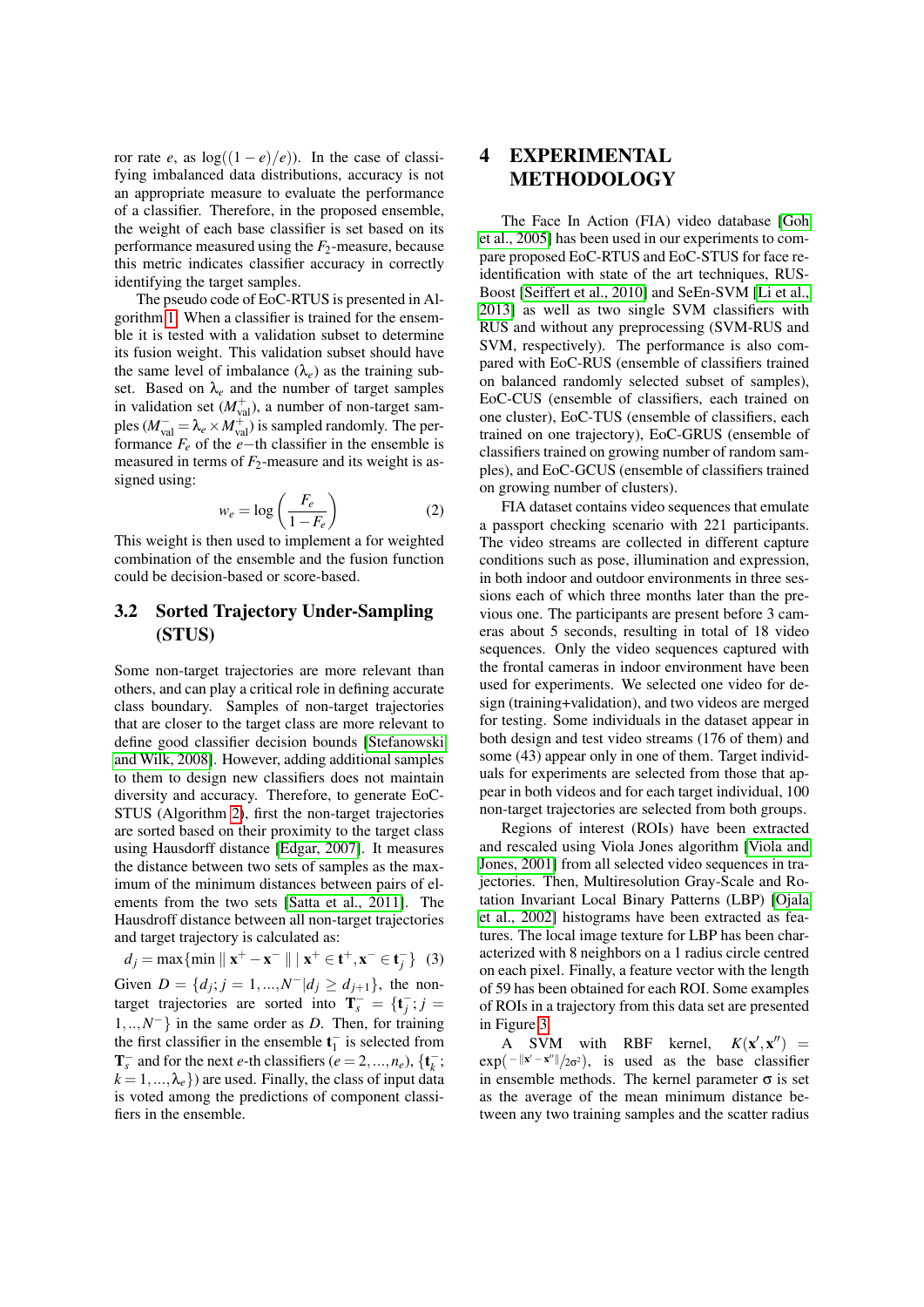ror rate $e$, as $\log((1-e)/e)$). In the case of classifying imbalanced data distributions, accuracy is not an appropriate measure to evaluate the performance of a classifier. Therefore, in the proposed ensemble, the weight of each base classifier is set based on its performance measured using the $F_2$-measure, because this metric indicates classifier accuracy in correctly identifying the target samples.

The pseudo code of EoC-RTUS is presented in Algorithm 1. When a classifier is trained for the ensemble it is tested with a validation subset to determine its fusion weight. This validation subset should have the same level of imbalance ($\lambda_e$) as the training subset. Based on $\lambda_e$ and the number of target samples in validation set ($M^+_{\text{val}}$), a number of non-target samples ($M^-_{\text{val}} = \lambda_e \times M^+_{\text{val}}$) is sampled randomly. The performance $F_e$ of the $e-$th classifier in the ensemble is measured in terms of $F_2$-measure and its weight is assigned using:

$$w_e = \log\left(\frac{F_e}{1-F_e}\right) \quad (2)$$

This weight is then used to implement a for weighted combination of the ensemble and the fusion function could be decision-based or score-based.

## 3.2 Sorted Trajectory Under-Sampling (STUS)

Some non-target trajectories are more relevant than others, and can play a critical role in defining accurate class boundary. Samples of non-target trajectories that are closer to the target class are more relevant to define good classifier decision bounds [Stefanowski and Wilk, 2008]. However, adding additional samples to them to design new classifiers does not maintain diversity and accuracy. Therefore, to generate EoC-STUS (Algorithm 2), first the non-target trajectories are sorted based on their proximity to the target class using Hausdorff distance [Edgar, 2007]. It measures the distance between two sets of samples as the maximum of the minimum distances between pairs of elements from the two sets [Satta et al., 2011]. The Hausdroff distance between all non-target trajectories and target trajectory is calculated as:

$$d_j = \max\{\min \parallel \mathbf{x}^+ - \mathbf{x}^- \parallel \mid \mathbf{x}^+ \in \mathbf{t}^+, \mathbf{x}^- \in \mathbf{t}^-_j\} \quad (3)$$

Given $D = \{d_j; j = 1, ..., N^- | d_j \geq d_{j+1}\}$, the non-target trajectories are sorted into $\mathbf{T}^-_s = \{\mathbf{t}^-_j; j = 1, .., N^-\}$ in the same order as $D$. Then, for training the first classifier in the ensemble $\mathbf{t}^-_1$ is selected from $\mathbf{T}^-_s$ and for the next $e$-th classifiers ($e = 2, ..., n_e$), $\{\mathbf{t}^-_k; k = 1, ..., \lambda_e\}$) are used. Finally, the class of input data is voted among the predictions of component classifiers in the ensemble.

# 4 EXPERIMENTAL METHODOLOGY

The Face In Action (FIA) video database [Goh et al., 2005] has been used in our experiments to compare proposed EoC-RTUS and EoC-STUS for face re-identification with state of the art techniques, RUS-Boost [Seiffert et al., 2010] and SeEn-SVM [Li et al., 2013] as well as two single SVM classifiers with RUS and without any preprocessing (SVM-RUS and SVM, respectively). The performance is also compared with EoC-RUS (ensemble of classifiers trained on balanced randomly selected subset of samples), EoC-CUS (ensemble of classifiers, each trained on one cluster), EoC-TUS (ensemble of classifiers, each trained on one trajectory), EoC-GRUS (ensemble of classifiers trained on growing number of random samples), and EoC-GCUS (ensemble of classifiers trained on growing number of clusters).

FIA dataset contains video sequences that emulate a passport checking scenario with 221 participants. The video streams are collected in different capture conditions such as pose, illumination and expression, in both indoor and outdoor environments in three sessions each of which three months later than the previous one. The participants are present before 3 cameras about 5 seconds, resulting in total of 18 video sequences. Only the video sequences captured with the frontal cameras in indoor environment have been used for experiments. We selected one video for design (training+validation), and two videos are merged for testing. Some individuals in the dataset appear in both design and test video streams (176 of them) and some (43) appear only in one of them. Target individuals for experiments are selected from those that appear in both videos and for each target individual, 100 non-target trajectories are selected from both groups.

Regions of interest (ROIs) have been extracted and rescaled using Viola Jones algorithm [Viola and Jones, 2001] from all selected video sequences in trajectories. Then, Multiresolution Gray-Scale and Rotation Invariant Local Binary Patterns (LBP) [Ojala et al., 2002] histograms have been extracted as features. The local image texture for LBP has been characterized with 8 neighbors on a 1 radius circle centred on each pixel. Finally, a feature vector with the length of 59 has been obtained for each ROI. Some examples of ROIs in a trajectory from this data set are presented in Figure 3.

A SVM with RBF kernel, $K(\mathbf{x}', \mathbf{x}'') = \exp(-\|\mathbf{x}' - \mathbf{x}''\|/2\sigma^2)$, is used as the base classifier in ensemble methods. The kernel parameter $\sigma$ is set as the average of the mean minimum distance between any two training samples and the scatter radius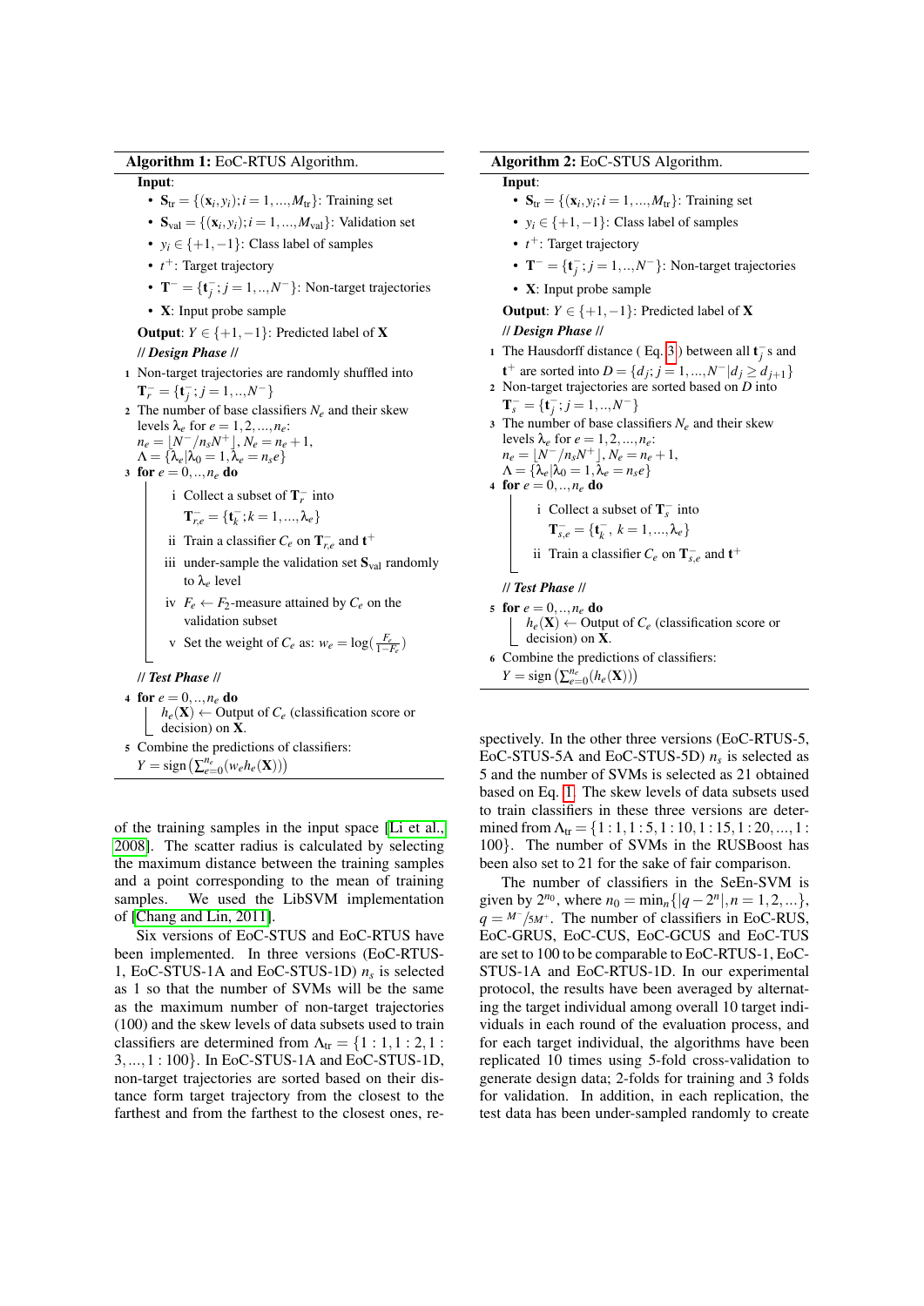**Algorithm 1:** EoC-RTUS Algorithm.

**Input**:

- $\mathbf{S}_{\text{tr}} = \{(\mathbf{x}_i, y_i); i = 1, ..., M_{\text{tr}}\}$: Training set
- $\mathbf{S}_{\text{val}} = \{(\mathbf{x}_i, y_i); i = 1, ..., M_{\text{val}}\}$: Validation set
- $y_i \in \{+1, -1\}$: Class label of samples
- $t^+$: Target trajectory
- $\mathbf{T}^- = \{\mathbf{t}_j^-; j = 1, .., N^-\}$: Non-target trajectories
- $\mathbf{X}$: Input probe sample

**Output**: $Y \in \{+1, -1\}$: Predicted label of $\mathbf{X}$

***// Design Phase //***

1. Non-target trajectories are randomly shuffled into $\mathbf{T}_r^- = \{\mathbf{t}_j^-; j = 1, .., N^-\}$
2. The number of base classifiers $N_e$ and their skew levels $\lambda_e$ for $e = 1, 2, ..., n_e$: $n_e = \lfloor N^- / n_s N^+ \rfloor$, $N_e = n_e + 1$, $\Lambda = \{\lambda_e | \lambda_0 = 1, \lambda_e = n_s e\}$
3. **for** $e = 0, .., n_e$ **do**
   - i Collect a subset of $\mathbf{T}_r^-$ into $\mathbf{T}_{r,e}^- = \{\mathbf{t}_k^-; k = 1, ..., \lambda_e\}$
   - ii Train a classifier $C_e$ on $\mathbf{T}_{r,e}^-$ and $\mathbf{t}^+$
   - iii under-sample the validation set $\mathbf{S}_{\text{val}}$ randomly to $\lambda_e$ level
   - iv $F_e \leftarrow F_2$-measure attained by $C_e$ on the validation subset
   - v Set the weight of $C_e$ as: $w_e = \log(\frac{F_e}{1-F_e})$

***// Test Phase //***

4. **for** $e = 0, .., n_e$ **do**
   - $h_e(\mathbf{X}) \leftarrow$ Output of $C_e$ (classification score or decision) on $\mathbf{X}$.
5. Combine the predictions of classifiers: $Y = \text{sign}\left(\sum_{e=0}^{n_e} (w_e h_e(\mathbf{X}))\right)$

**Algorithm 2:** EoC-STUS Algorithm.

**Input**:

- $\mathbf{S}_{\text{tr}} = \{(\mathbf{x}_i, y_i); i = 1, ..., M_{\text{tr}}\}$: Training set
- $y_i \in \{+1, -1\}$: Class label of samples
- $t^+$: Target trajectory
- $\mathbf{T}^- = \{\mathbf{t}_j^-; j = 1, .., N^-\}$: Non-target trajectories
- $\mathbf{X}$: Input probe sample

**Output**: $Y \in \{+1, -1\}$: Predicted label of $\mathbf{X}$

***// Design Phase //***

1. The Hausdorff distance ( Eq. 3 ) between all $\mathbf{t}_j^-$s and $\mathbf{t}^+$ are sorted into $D = \{d_j; j = 1, ..., N^- | d_j \geq d_{j+1}\}$
2. Non-target trajectories are sorted based on $D$ into $\mathbf{T}_s^- = \{\mathbf{t}_j^-; j = 1, .., N^-\}$
3. The number of base classifiers $N_e$ and their skew levels $\lambda_e$ for $e = 1, 2, ..., n_e$: $n_e = \lfloor N^- / n_s N^+ \rfloor$, $N_e = n_e + 1$, $\Lambda = \{\lambda_e | \lambda_0 = 1, \lambda_e = n_s e\}$
4. **for** $e = 0, .., n_e$ **do**
   - i Collect a subset of $\mathbf{T}_s^-$ into $\mathbf{T}_{s,e}^- = \{\mathbf{t}_k^-, k = 1, ..., \lambda_e\}$
   - ii Train a classifier $C_e$ on $\mathbf{T}_{s,e}^-$ and $\mathbf{t}^+$

***// Test Phase //***

5. **for** $e = 0, .., n_e$ **do**
   - $h_e(\mathbf{X}) \leftarrow$ Output of $C_e$ (classification score or decision) on $\mathbf{X}$.
6. Combine the predictions of classifiers: $Y = \text{sign}\left(\sum_{e=0}^{n_e} (h_e(\mathbf{X}))\right)$

of the training samples in the input space [Li et al., 2008]. The scatter radius is calculated by selecting the maximum distance between the training samples and a point corresponding to the mean of training samples. We used the LibSVM implementation of [Chang and Lin, 2011].

Six versions of EoC-STUS and EoC-RTUS have been implemented. In three versions (EoC-RTUS-1, EoC-STUS-1A and EoC-STUS-1D) $n_s$ is selected as 1 so that the number of SVMs will be the same as the maximum number of non-target trajectories (100) and the skew levels of data subsets used to train classifiers are determined from $\Lambda_{\text{tr}} = \{1:1, 1:2, 1:3, ..., 1:100\}$. In EoC-STUS-1A and EoC-STUS-1D, non-target trajectories are sorted based on their distance form target trajectory from the closest to the farthest and from the farthest to the closest ones, respectively. In the other three versions (EoC-RTUS-5, EoC-STUS-5A and EoC-STUS-5D) $n_s$ is selected as 5 and the number of SVMs is selected as 21 obtained based on Eq. 1. The skew levels of data subsets used to train classifiers in these three versions are determined from $\Lambda_{\text{tr}} = \{1:1, 1:5, 1:10, 1:15, 1:20, ..., 1:100\}$. The number of SVMs in the RUSBoost has been also set to 21 for the sake of fair comparison.

The number of classifiers in the SeEn-SVM is given by $2^{n_0}$, where $n_0 = \min_n\{|q - 2^n|, n = 1, 2, ...\}$, $q = {}^{M^-}/{}_{5M^+}$. The number of classifiers in EoC-RUS, EoC-GRUS, EoC-CUS, EoC-GCUS and EoC-TUS are set to 100 to be comparable to EoC-RTUS-1, EoC-STUS-1A and EoC-RTUS-1D. In our experimental protocol, the results have been averaged by alternating the target individual among overall 10 target individuals in each round of the evaluation process, and for each target individual, the algorithms have been replicated 10 times using 5-fold cross-validation to generate design data; 2-folds for training and 3 folds for validation. In addition, in each replication, the test data has been under-sampled randomly to create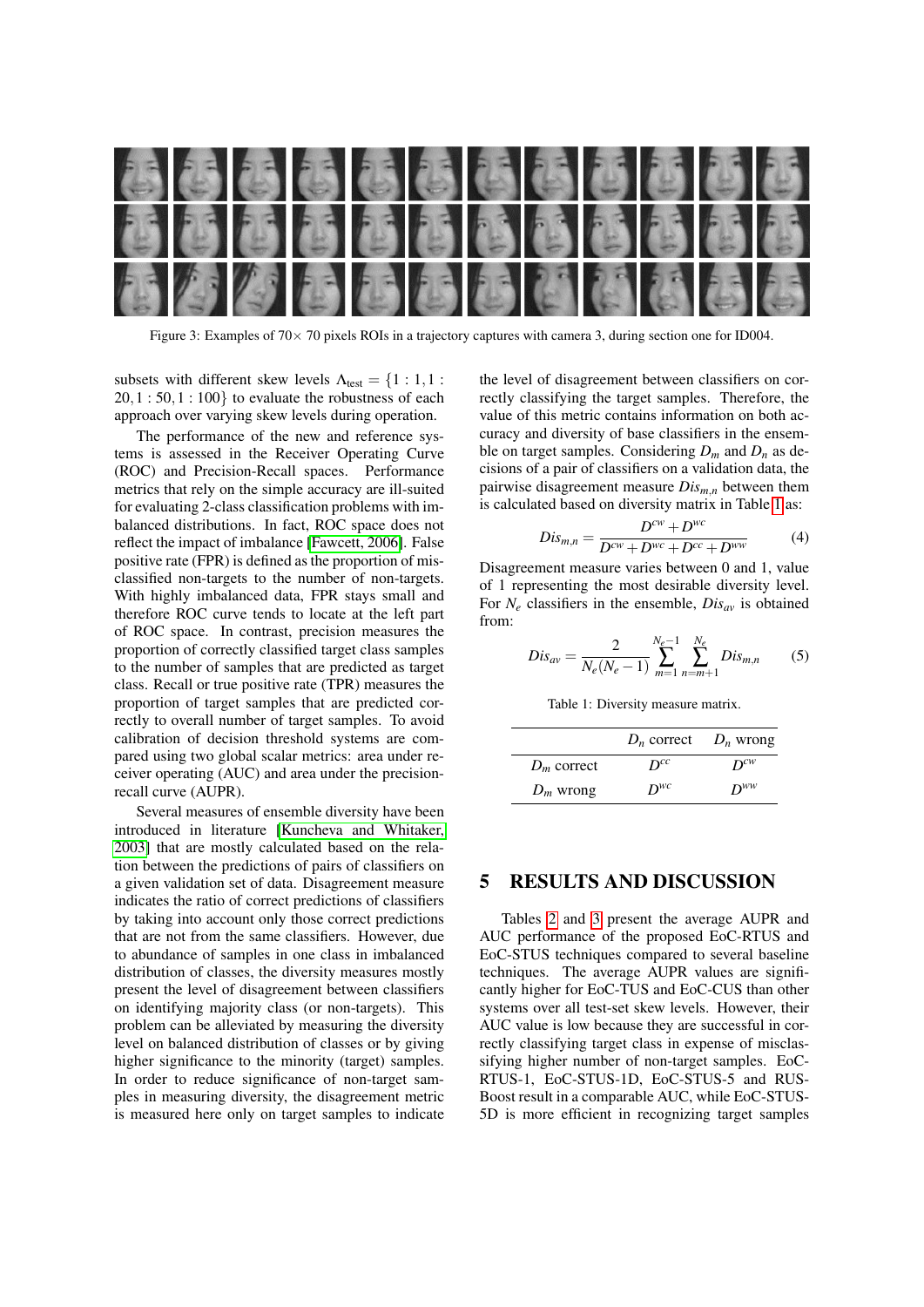Figure 3: Examples of 70× 70 pixels ROIs in a trajectory captures with camera 3, during section one for ID004.

subsets with different skew levels $\Lambda_{\text{test}} = \{1:1, 1:20, 1:50, 1:100\}$ to evaluate the robustness of each approach over varying skew levels during operation.

The performance of the new and reference systems is assessed in the Receiver Operating Curve (ROC) and Precision-Recall spaces. Performance metrics that rely on the simple accuracy are ill-suited for evaluating 2-class classification problems with imbalanced distributions. In fact, ROC space does not reflect the impact of imbalance [Fawcett, 2006]. False positive rate (FPR) is defined as the proportion of misclassified non-targets to the number of non-targets. With highly imbalanced data, FPR stays small and therefore ROC curve tends to locate at the left part of ROC space. In contrast, precision measures the proportion of correctly classified target class samples to the number of samples that are predicted as target class. Recall or true positive rate (TPR) measures the proportion of target samples that are predicted correctly to overall number of target samples. To avoid calibration of decision threshold systems are compared using two global scalar metrics: area under receiver operating (AUC) and area under the precision-recall curve (AUPR).

Several measures of ensemble diversity have been introduced in literature [Kuncheva and Whitaker, 2003] that are mostly calculated based on the relation between the predictions of pairs of classifiers on a given validation set of data. Disagreement measure indicates the ratio of correct predictions of classifiers by taking into account only those correct predictions that are not from the same classifiers. However, due to abundance of samples in one class in imbalanced distribution of classes, the diversity measures mostly present the level of disagreement between classifiers on identifying majority class (or non-targets). This problem can be alleviated by measuring the diversity level on balanced distribution of classes or by giving higher significance to the minority (target) samples. In order to reduce significance of non-target samples in measuring diversity, the disagreement metric is measured here only on target samples to indicate the level of disagreement between classifiers on correctly classifying the target samples. Therefore, the value of this metric contains information on both accuracy and diversity of base classifiers in the ensemble on target samples. Considering $D_m$ and $D_n$ as decisions of a pair of classifiers on a validation data, the pairwise disagreement measure $Dis_{m,n}$ between them is calculated based on diversity matrix in Table 1 as:

$$Dis_{m,n} = \frac{D^{cw} + D^{wc}}{D^{cw} + D^{wc} + D^{cc} + D^{ww}} \tag{4}$$

Disagreement measure varies between 0 and 1, value of 1 representing the most desirable diversity level. For $N_e$ classifiers in the ensemble, $Dis_{av}$ is obtained from:

$$Dis_{av} = \frac{2}{N_e(N_e-1)} \sum_{m=1}^{N_e-1} \sum_{n=m+1}^{N_e} Dis_{m,n} \tag{5}$$

Table 1: Diversity measure matrix.

| | $D_n$ correct | $D_n$ wrong |
|---|---|---|
| $D_m$ correct | $D^{cc}$ | $D^{cw}$ |
| $D_m$ wrong | $D^{wc}$ | $D^{ww}$ |

## 5 RESULTS AND DISCUSSION

Tables 2 and 3 present the average AUPR and AUC performance of the proposed EoC-RTUS and EoC-STUS techniques compared to several baseline techniques. The average AUPR values are significantly higher for EoC-TUS and EoC-CUS than other systems over all test-set skew levels. However, their AUC value is low because they are successful in correctly classifying target class in expense of misclassifying higher number of non-target samples. EoC-RTUS-1, EoC-STUS-1D, EoC-STUS-5 and RUS-Boost result in a comparable AUC, while EoC-STUS-5D is more efficient in recognizing target samples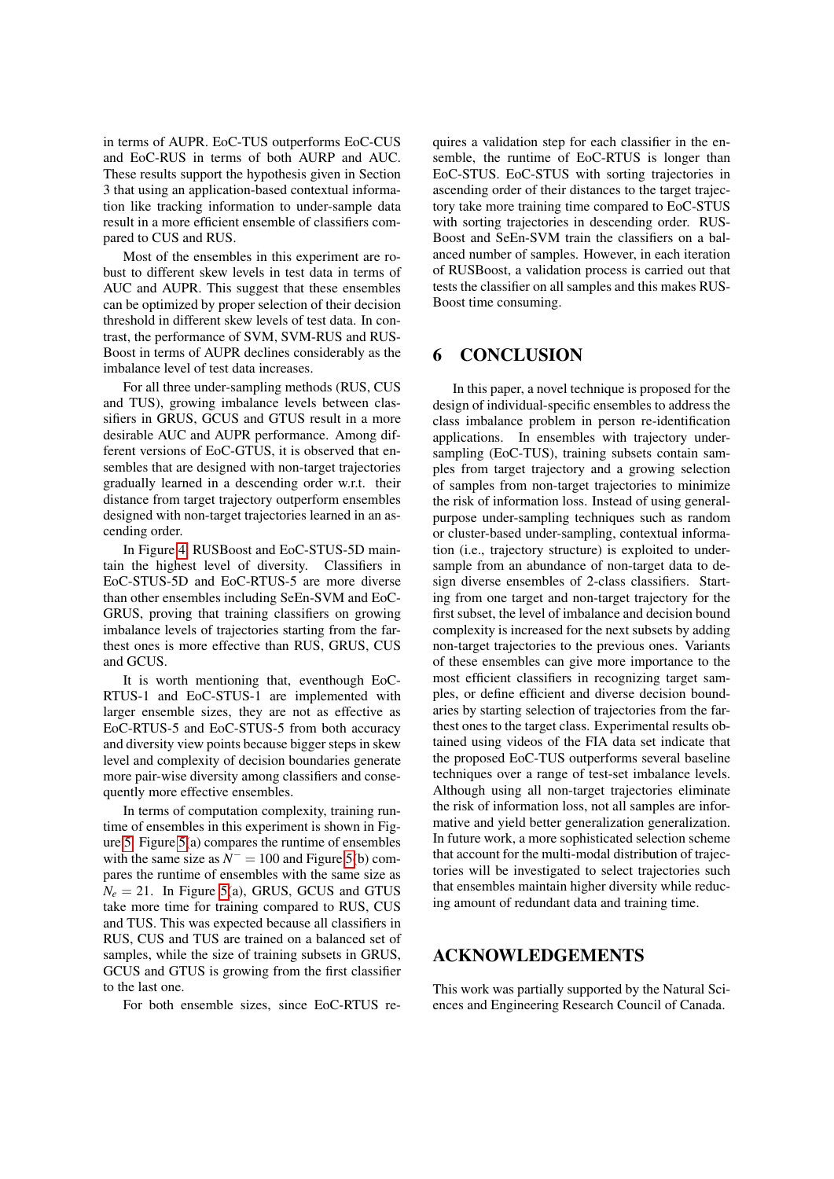in terms of AUPR. EoC-TUS outperforms EoC-CUS and EoC-RUS in terms of both AURP and AUC. These results support the hypothesis given in Section 3 that using an application-based contextual information like tracking information to under-sample data result in a more efficient ensemble of classifiers compared to CUS and RUS.

Most of the ensembles in this experiment are robust to different skew levels in test data in terms of AUC and AUPR. This suggest that these ensembles can be optimized by proper selection of their decision threshold in different skew levels of test data. In contrast, the performance of SVM, SVM-RUS and RUSBoost in terms of AUPR declines considerably as the imbalance level of test data increases.

For all three under-sampling methods (RUS, CUS and TUS), growing imbalance levels between classifiers in GRUS, GCUS and GTUS result in a more desirable AUC and AUPR performance. Among different versions of EoC-GTUS, it is observed that ensembles that are designed with non-target trajectories gradually learned in a descending order w.r.t. their distance from target trajectory outperform ensembles designed with non-target trajectories learned in an ascending order.

In Figure 4, RUSBoost and EoC-STUS-5D maintain the highest level of diversity. Classifiers in EoC-STUS-5D and EoC-RTUS-5 are more diverse than other ensembles including SeEn-SVM and EoC-GRUS, proving that training classifiers on growing imbalance levels of trajectories starting from the farthest ones is more effective than RUS, GRUS, CUS and GCUS.

It is worth mentioning that, eventhough EoC-RTUS-1 and EoC-STUS-1 are implemented with larger ensemble sizes, they are not as effective as EoC-RTUS-5 and EoC-STUS-5 from both accuracy and diversity view points because bigger steps in skew level and complexity of decision boundaries generate more pair-wise diversity among classifiers and consequently more effective ensembles.

In terms of computation complexity, training runtime of ensembles in this experiment is shown in Figure 5. Figure 5(a) compares the runtime of ensembles with the same size as $N^- = 100$ and Figure 5(b) compares the runtime of ensembles with the same size as $N_e = 21$. In Figure 5(a), GRUS, GCUS and GTUS take more time for training compared to RUS, CUS and TUS. This was expected because all classifiers in RUS, CUS and TUS are trained on a balanced set of samples, while the size of training subsets in GRUS, GCUS and GTUS is growing from the first classifier to the last one.

For both ensemble sizes, since EoC-RTUS requires a validation step for each classifier in the ensemble, the runtime of EoC-RTUS is longer than EoC-STUS. EoC-STUS with sorting trajectories in ascending order of their distances to the target trajectory take more training time compared to EoC-STUS with sorting trajectories in descending order. RUSBoost and SeEn-SVM train the classifiers on a balanced number of samples. However, in each iteration of RUSBoost, a validation process is carried out that tests the classifier on all samples and this makes RUSBoost time consuming.

## 6 CONCLUSION

In this paper, a novel technique is proposed for the design of individual-specific ensembles to address the class imbalance problem in person re-identification applications. In ensembles with trajectory under-sampling (EoC-TUS), training subsets contain samples from target trajectory and a growing selection of samples from non-target trajectories to minimize the risk of information loss. Instead of using general-purpose under-sampling techniques such as random or cluster-based under-sampling, contextual information (i.e., trajectory structure) is exploited to under-sample from an abundance of non-target data to design diverse ensembles of 2-class classifiers. Starting from one target and non-target trajectory for the first subset, the level of imbalance and decision bound complexity is increased for the next subsets by adding non-target trajectories to the previous ones. Variants of these ensembles can give more importance to the most efficient classifiers in recognizing target samples, or define efficient and diverse decision boundaries by starting selection of trajectories from the farthest ones to the target class. Experimental results obtained using videos of the FIA data set indicate that the proposed EoC-TUS outperforms several baseline techniques over a range of test-set imbalance levels. Although using all non-target trajectories eliminate the risk of information loss, not all samples are informative and yield better generalization generalization. In future work, a more sophisticated selection scheme that account for the multi-modal distribution of trajectories will be investigated to select trajectories such that ensembles maintain higher diversity while reducing amount of redundant data and training time.

## ACKNOWLEDGEMENTS

This work was partially supported by the Natural Sciences and Engineering Research Council of Canada.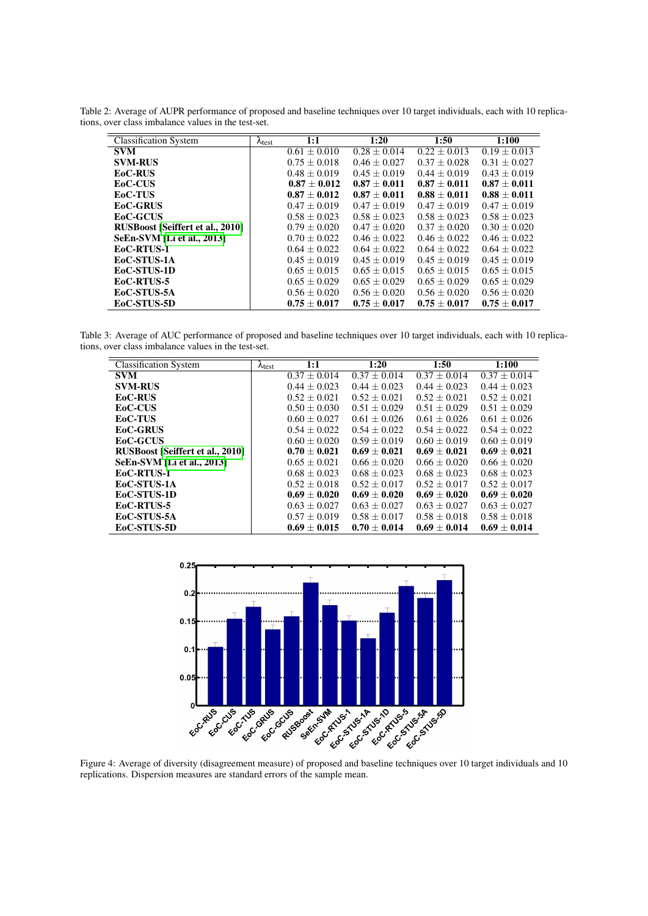Table 2: Average of AUPR performance of proposed and baseline techniques over 10 target individuals, each with 10 replications, over class imbalance values in the test-set.

| Classification System | $\lambda_{test}$ | 1:1 | 1:20 | 1:50 | 1:100 |
|---|---|---|---|---|---|
| **SVM** | | $0.61 \pm 0.010$ | $0.28 \pm 0.014$ | $0.22 \pm 0.013$ | $0.19 \pm 0.013$ |
| **SVM-RUS** | | $0.75 \pm 0.018$ | $0.46 \pm 0.027$ | $0.37 \pm 0.028$ | $0.31 \pm 0.027$ |
| **EoC-RUS** | | $0.48 \pm 0.019$ | $0.45 \pm 0.019$ | $0.44 \pm 0.019$ | $0.43 \pm 0.019$ |
| **EoC-CUS** | | $\mathbf{0.87 \pm 0.012}$ | $\mathbf{0.87 \pm 0.011}$ | $\mathbf{0.87 \pm 0.011}$ | $\mathbf{0.87 \pm 0.011}$ |
| **EoC-TUS** | | $\mathbf{0.87 \pm 0.012}$ | $\mathbf{0.87 \pm 0.011}$ | $\mathbf{0.88 \pm 0.011}$ | $\mathbf{0.88 \pm 0.011}$ |
| **EoC-GRUS** | | $0.47 \pm 0.019$ | $0.47 \pm 0.019$ | $0.47 \pm 0.019$ | $0.47 \pm 0.019$ |
| **EoC-GCUS** | | $0.58 \pm 0.023$ | $0.58 \pm 0.023$ | $0.58 \pm 0.023$ | $0.58 \pm 0.023$ |
| **RUSBoost [Seiffert et al., 2010]** | | $0.79 \pm 0.020$ | $0.47 \pm 0.020$ | $0.37 \pm 0.020$ | $0.30 \pm 0.020$ |
| **SeEn-SVM [Li et al., 2013]** | | $0.70 \pm 0.022$ | $0.46 \pm 0.022$ | $0.46 \pm 0.022$ | $0.46 \pm 0.022$ |
| **EoC-RTUS-1** | | $0.64 \pm 0.022$ | $0.64 \pm 0.022$ | $0.64 \pm 0.022$ | $0.64 \pm 0.022$ |
| **EoC-STUS-1A** | | $0.45 \pm 0.019$ | $0.45 \pm 0.019$ | $0.45 \pm 0.019$ | $0.45 \pm 0.019$ |
| **EoC-STUS-1D** | | $0.65 \pm 0.015$ | $0.65 \pm 0.015$ | $0.65 \pm 0.015$ | $0.65 \pm 0.015$ |
| **EoC-RTUS-5** | | $0.65 \pm 0.029$ | $0.65 \pm 0.029$ | $0.65 \pm 0.029$ | $0.65 \pm 0.029$ |
| **EoC-STUS-5A** | | $0.56 \pm 0.020$ | $0.56 \pm 0.020$ | $0.56 \pm 0.020$ | $0.56 \pm 0.020$ |
| **EoC-STUS-5D** | | $\mathbf{0.75 \pm 0.017}$ | $\mathbf{0.75 \pm 0.017}$ | $\mathbf{0.75 \pm 0.017}$ | $\mathbf{0.75 \pm 0.017}$ |

Table 3: Average of AUC performance of proposed and baseline techniques over 10 target individuals, each with 10 replications, over class imbalance values in the test-set.

| Classification System | $\lambda_{test}$ | 1:1 | 1:20 | 1:50 | 1:100 |
|---|---|---|---|---|---|
| **SVM** | | $0.37 \pm 0.014$ | $0.37 \pm 0.014$ | $0.37 \pm 0.014$ | $0.37 \pm 0.014$ |
| **SVM-RUS** | | $0.44 \pm 0.023$ | $0.44 \pm 0.023$ | $0.44 \pm 0.023$ | $0.44 \pm 0.023$ |
| **EoC-RUS** | | $0.52 \pm 0.021$ | $0.52 \pm 0.021$ | $0.52 \pm 0.021$ | $0.52 \pm 0.021$ |
| **EoC-CUS** | | $0.50 \pm 0.030$ | $0.51 \pm 0.029$ | $0.51 \pm 0.029$ | $0.51 \pm 0.029$ |
| **EoC-TUS** | | $0.60 \pm 0.027$ | $0.61 \pm 0.026$ | $0.61 \pm 0.026$ | $0.61 \pm 0.026$ |
| **EoC-GRUS** | | $0.54 \pm 0.022$ | $0.54 \pm 0.022$ | $0.54 \pm 0.022$ | $0.54 \pm 0.022$ |
| **EoC-GCUS** | | $0.60 \pm 0.020$ | $0.59 \pm 0.019$ | $0.60 \pm 0.019$ | $0.60 \pm 0.019$ |
| **RUSBoost [Seiffert et al., 2010]** | | $\mathbf{0.70 \pm 0.021}$ | $\mathbf{0.69 \pm 0.021}$ | $\mathbf{0.69 \pm 0.021}$ | $\mathbf{0.69 \pm 0.021}$ |
| **SeEn-SVM [Li et al., 2013]** | | $0.65 \pm 0.021$ | $0.66 \pm 0.020$ | $0.66 \pm 0.020$ | $0.66 \pm 0.020$ |
| **EoC-RTUS-1** | | $0.68 \pm 0.023$ | $0.68 \pm 0.023$ | $0.68 \pm 0.023$ | $0.68 \pm 0.023$ |
| **EoC-STUS-1A** | | $0.52 \pm 0.018$ | $0.52 \pm 0.017$ | $0.52 \pm 0.017$ | $0.52 \pm 0.017$ |
| **EoC-STUS-1D** | | $\mathbf{0.69 \pm 0.020}$ | $\mathbf{0.69 \pm 0.020}$ | $\mathbf{0.69 \pm 0.020}$ | $\mathbf{0.69 \pm 0.020}$ |
| **EoC-RTUS-5** | | $0.63 \pm 0.027$ | $0.63 \pm 0.027$ | $0.63 \pm 0.027$ | $0.63 \pm 0.027$ |
| **EoC-STUS-5A** | | $0.57 \pm 0.019$ | $0.58 \pm 0.017$ | $0.58 \pm 0.018$ | $0.58 \pm 0.018$ |
| **EoC-STUS-5D** | | $\mathbf{0.69 \pm 0.015}$ | $\mathbf{0.70 \pm 0.014}$ | $\mathbf{0.69 \pm 0.014}$ | $\mathbf{0.69 \pm 0.014}$ |

Figure 4: Average of diversity (disagreement measure) of proposed and baseline techniques over 10 target individuals and 10 replications. Dispersion measures are standard errors of the sample mean.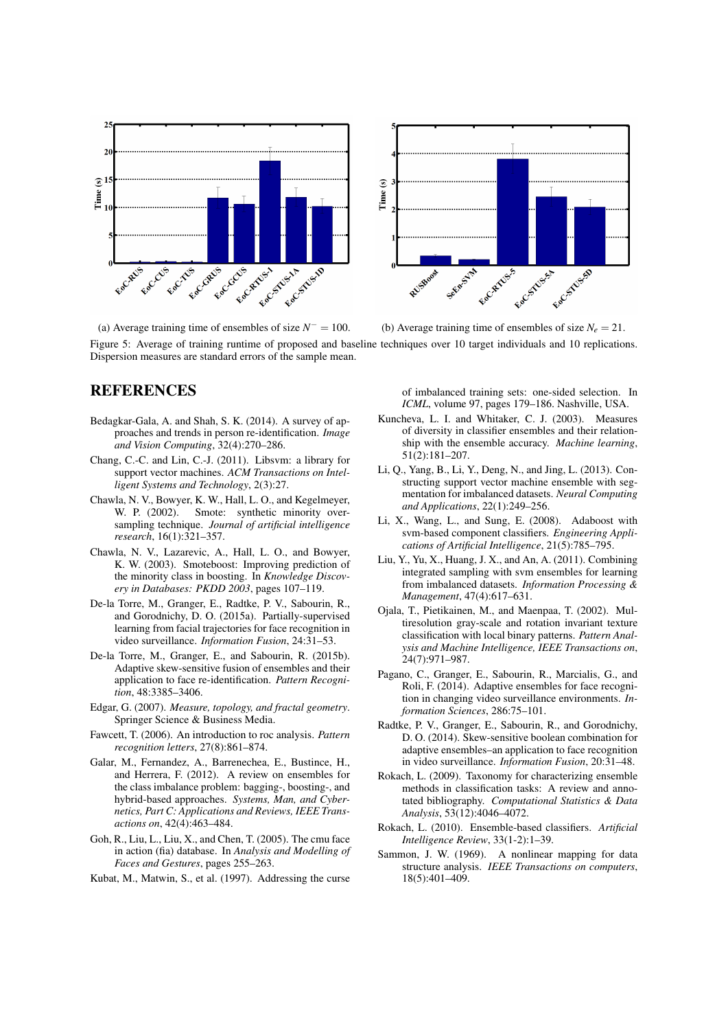(a) Average training time of ensembles of size $N^- = 100$.

(b) Average training time of ensembles of size $N_e = 21$.

Figure 5: Average of training runtime of proposed and baseline techniques over 10 target individuals and 10 replications. Dispersion measures are standard errors of the sample mean.

## REFERENCES

Bedagkar-Gala, A. and Shah, S. K. (2014). A survey of approaches and trends in person re-identification. *Image and Vision Computing*, 32(4):270–286.

Chang, C.-C. and Lin, C.-J. (2011). Libsvm: a library for support vector machines. *ACM Transactions on Intelligent Systems and Technology*, 2(3):27.

Chawla, N. V., Bowyer, K. W., Hall, L. O., and Kegelmeyer, W. P. (2002). Smote: synthetic minority oversampling technique. *Journal of artificial intelligence research*, 16(1):321–357.

Chawla, N. V., Lazarevic, A., Hall, L. O., and Bowyer, K. W. (2003). Smoteboost: Improving prediction of the minority class in boosting. In *Knowledge Discovery in Databases: PKDD 2003*, pages 107–119.

De-la Torre, M., Granger, E., Radtke, P. V., Sabourin, R., and Gorodnichy, D. O. (2015a). Partially-supervised learning from facial trajectories for face recognition in video surveillance. *Information Fusion*, 24:31–53.

De-la Torre, M., Granger, E., and Sabourin, R. (2015b). Adaptive skew-sensitive fusion of ensembles and their application to face re-identification. *Pattern Recognition*, 48:3385–3406.

Edgar, G. (2007). *Measure, topology, and fractal geometry*. Springer Science & Business Media.

Fawcett, T. (2006). An introduction to roc analysis. *Pattern recognition letters*, 27(8):861–874.

Galar, M., Fernandez, A., Barrenechea, E., Bustince, H., and Herrera, F. (2012). A review on ensembles for the class imbalance problem: bagging-, boosting-, and hybrid-based approaches. *Systems, Man, and Cybernetics, Part C: Applications and Reviews, IEEE Transactions on*, 42(4):463–484.

Goh, R., Liu, L., Liu, X., and Chen, T. (2005). The cmu face in action (fia) database. In *Analysis and Modelling of Faces and Gestures*, pages 255–263.

Kubat, M., Matwin, S., et al. (1997). Addressing the curse of imbalanced training sets: one-sided selection. In *ICML*, volume 97, pages 179–186. Nashville, USA.

Kuncheva, L. I. and Whitaker, C. J. (2003). Measures of diversity in classifier ensembles and their relationship with the ensemble accuracy. *Machine learning*, 51(2):181–207.

Li, Q., Yang, B., Li, Y., Deng, N., and Jing, L. (2013). Constructing support vector machine ensemble with segmentation for imbalanced datasets. *Neural Computing and Applications*, 22(1):249–256.

Li, X., Wang, L., and Sung, E. (2008). Adaboost with svm-based component classifiers. *Engineering Applications of Artificial Intelligence*, 21(5):785–795.

Liu, Y., Yu, X., Huang, J. X., and An, A. (2011). Combining integrated sampling with svm ensembles for learning from imbalanced datasets. *Information Processing & Management*, 47(4):617–631.

Ojala, T., Pietikainen, M., and Maenpaa, T. (2002). Multiresolution gray-scale and rotation invariant texture classification with local binary patterns. *Pattern Analysis and Machine Intelligence, IEEE Transactions on*, 24(7):971–987.

Pagano, C., Granger, E., Sabourin, R., Marcialis, G., and Roli, F. (2014). Adaptive ensembles for face recognition in changing video surveillance environments. *Information Sciences*, 286:75–101.

Radtke, P. V., Granger, E., Sabourin, R., and Gorodnichy, D. O. (2014). Skew-sensitive boolean combination for adaptive ensembles–an application to face recognition in video surveillance. *Information Fusion*, 20:31–48.

Rokach, L. (2009). Taxonomy for characterizing ensemble methods in classification tasks: A review and annotated bibliography. *Computational Statistics & Data Analysis*, 53(12):4046–4072.

Rokach, L. (2010). Ensemble-based classifiers. *Artificial Intelligence Review*, 33(1-2):1–39.

Sammon, J. W. (1969). A nonlinear mapping for data structure analysis. *IEEE Transactions on computers*, 18(5):401–409.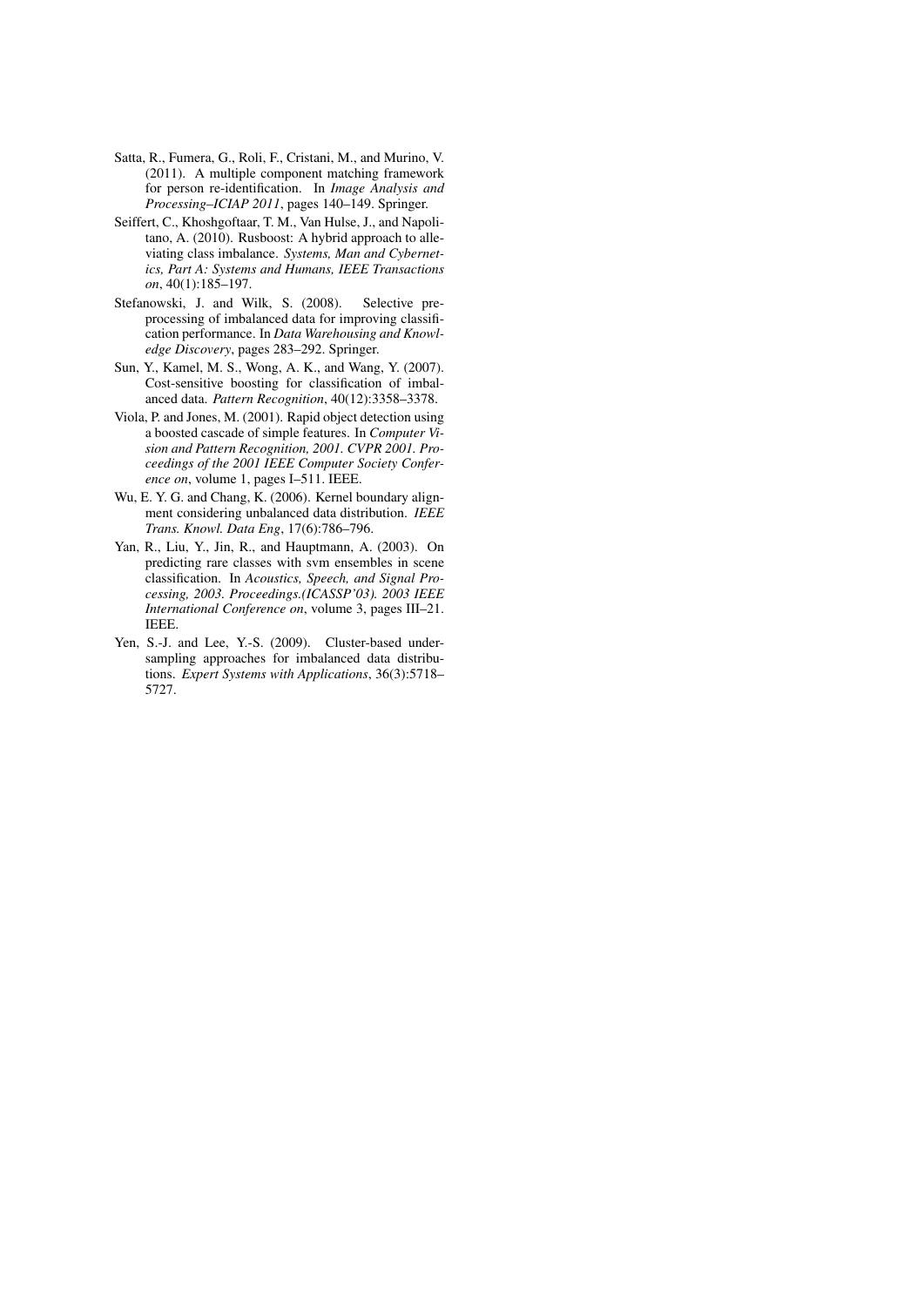Satta, R., Fumera, G., Roli, F., Cristani, M., and Murino, V. (2011). A multiple component matching framework for person re-identification. In *Image Analysis and Processing–ICIAP 2011*, pages 140–149. Springer.

Seiffert, C., Khoshgoftaar, T. M., Van Hulse, J., and Napolitano, A. (2010). Rusboost: A hybrid approach to alleviating class imbalance. *Systems, Man and Cybernetics, Part A: Systems and Humans, IEEE Transactions on*, 40(1):185–197.

Stefanowski, J. and Wilk, S. (2008). Selective preprocessing of imbalanced data for improving classification performance. In *Data Warehousing and Knowledge Discovery*, pages 283–292. Springer.

Sun, Y., Kamel, M. S., Wong, A. K., and Wang, Y. (2007). Cost-sensitive boosting for classification of imbalanced data. *Pattern Recognition*, 40(12):3358–3378.

Viola, P. and Jones, M. (2001). Rapid object detection using a boosted cascade of simple features. In *Computer Vision and Pattern Recognition, 2001. CVPR 2001. Proceedings of the 2001 IEEE Computer Society Conference on*, volume 1, pages I–511. IEEE.

Wu, E. Y. G. and Chang, K. (2006). Kernel boundary alignment considering unbalanced data distribution. *IEEE Trans. Knowl. Data Eng*, 17(6):786–796.

Yan, R., Liu, Y., Jin, R., and Hauptmann, A. (2003). On predicting rare classes with svm ensembles in scene classification. In *Acoustics, Speech, and Signal Processing, 2003. Proceedings.(ICASSP'03). 2003 IEEE International Conference on*, volume 3, pages III–21. IEEE.

Yen, S.-J. and Lee, Y.-S. (2009). Cluster-based undersampling approaches for imbalanced data distributions. *Expert Systems with Applications*, 36(3):5718–5727.